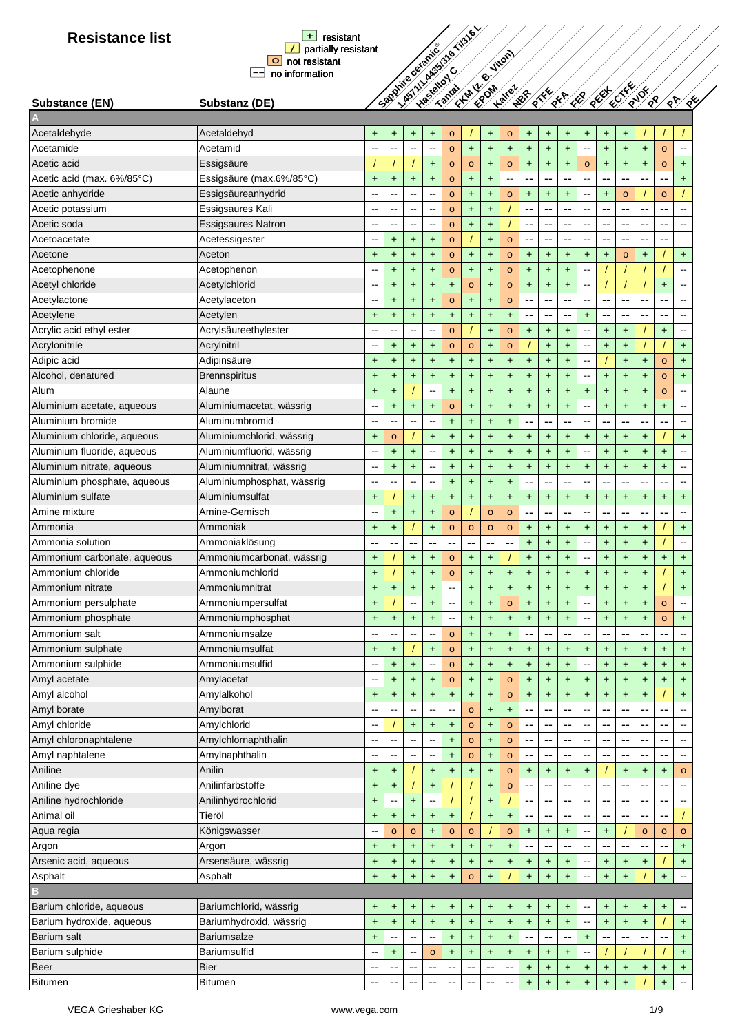# Resistance list

| Symbol | Meaning |
| --- | --- |
| + | resistant |
| / | partially resistant |
| o | not resistant |
| -- | no information |

| Substance (EN) | Substanz (DE) | Sapphire ceramic® | 1.4571/1.4435/316 Ti/316 L | Hastelloy C | Tantal | FKM (z. B. Viton) | EPDM | Kalrez | NBR | PTFE | PFA | FEP | PEEK | ECTFE | PVDF | PP | PA | PE |
| --- | --- | --- | --- | --- | --- | --- | --- | --- | --- | --- | --- | --- | --- | --- | --- | --- | --- | --- |
| **A** | | | | | | | | | | | | | | | | | | |
| Acetaldehyde | Acetaldehyd | + | + | + | + | o | / | + | o | + | + | + | + | + | + | / | / | / |
| Acetamide | Acetamid | -- | -- | -- | -- | o | + | + | + | + | + | + | -- | + | + | + | o | -- |
| Acetic acid | Essigsäure | / | / | / | + | o | o | + | o | + | + | + | o | + | + | + | o | + |
| Acetic acid (max. 6%/85°C) | Essigsäure (max.6%/85°C) | + | + | + | + | o | + | + | -- | -- | -- | -- | -- | -- | -- | -- | -- | + |
| Acetic anhydride | Essigsäureanhydrid | -- | -- | -- | -- | o | + | + | o | + | + | + | -- | + | o | / | o | / |
| Acetic potassium | Essigsaures Kali | -- | -- | -- | -- | o | + | + | / | -- | -- | -- | -- | -- | -- | -- | -- | -- |
| Acetic soda | Essigsaures Natron | -- | -- | -- | -- | o | + | + | / | -- | -- | -- | -- | -- | -- | -- | -- | -- |
| Acetoacetate | Acetessigester | -- | + | + | + | o | / | + | o | -- | -- | -- | -- | -- | -- | -- | -- | |
| Acetone | Aceton | + | + | + | + | o | + | + | o | + | + | + | + | + | o | + | / | + |
| Acetophenone | Acetophenon | -- | + | + | + | o | + | + | o | + | + | + | -- | / | / | / | / | -- |
| Acetyl chloride | Acetylchlorid | -- | + | + | + | + | o | + | o | + | + | + | -- | / | / | / | + | -- |
| Acetylactone | Acetylaceton | -- | + | + | + | o | + | + | o | -- | -- | -- | -- | -- | -- | -- | -- | -- |
| Acetylene | Acetylen | + | + | + | + | + | + | + | + | -- | -- | -- | + | -- | -- | -- | -- | -- |
| Acrylic acid ethyl ester | Acrylsäureethylester | -- | -- | -- | -- | o | / | + | o | + | + | + | -- | + | + | / | + | -- |
| Acrylonitrile | Acrylnitril | -- | + | + | + | o | o | + | o | / | + | + | -- | + | + | / | / | + |
| Adipic acid | Adipinsäure | + | + | + | + | + | + | + | + | + | + | + | -- | / | + | + | o | + |
| Alcohol, denatured | Brennspiritus | + | + | + | + | + | + | + | + | + | + | + | -- | + | + | + | o | + |
| Alum | Alaune | + | + | / | -- | + | + | + | + | + | + | + | + | + | + | + | o | -- |
| Aluminium acetate, aqueous | Aluminiumacetat, wässrig | -- | + | + | + | o | + | + | + | + | + | + | -- | + | + | + | + | -- |
| Aluminium bromide | Aluminiumbromid | -- | -- | -- | -- | + | + | + | + | -- | -- | -- | -- | -- | -- | -- | -- | -- |
| Aluminium chloride, aqueous | Aluminiumchlorid, wässrig | + | o | / | + | + | + | + | + | + | + | + | + | + | + | + | / | + |
| Aluminium fluoride, aqueous | Aluminiumfluorid, wässrig | -- | + | + | -- | + | + | + | + | + | + | + | -- | + | + | + | + | -- |
| Aluminium nitrate, aqueous | Aluminiumnitrat, wässrig | -- | + | + | -- | + | + | + | + | + | + | + | + | + | + | + | + | -- |
| Aluminium phosphate, aqueous | Aluminiumphosphat, wässrig | -- | -- | -- | -- | + | + | + | + | -- | -- | -- | -- | -- | -- | -- | -- | -- |
| Aluminium sulfate | Aluminiumsulfat | + | / | + | + | + | + | + | + | + | + | + | + | + | + | + | + | + |
| Amine mixture | Amine-Gemisch | -- | + | + | + | o | / | o | o | -- | -- | -- | -- | -- | -- | -- | -- | -- |
| Ammonia | Ammoniak | + | + | / | + | o | o | o | o | + | + | + | + | + | + | + | / | + |
| Ammonia solution | Ammoniaklösung | -- | -- | -- | -- | -- | -- | -- | -- | + | + | + | -- | + | + | + | / | -- |
| Ammonium carbonate, aqueous | Ammoniumcarbonat, wässrig | + | / | + | + | o | + | + | / | + | + | + | -- | + | + | + | + | + |
| Ammonium chloride | Ammoniumchlorid | + | / | + | + | o | + | + | + | + | + | + | + | + | + | + | / | + |
| Ammonium nitrate | Ammoniumnitrat | + | + | + | + | -- | + | + | + | + | + | + | + | + | + | + | / | + |
| Ammonium persulphate | Ammoniumpersulfat | + | / | -- | + | -- | + | + | o | + | + | + | -- | + | + | + | o | -- |
| Ammonium phosphate | Ammoniumphosphat | + | + | + | + | -- | + | + | + | + | + | + | -- | + | + | + | o | + |
| Ammonium salt | Ammoniumsalze | -- | -- | -- | -- | o | + | + | + | -- | -- | -- | -- | -- | -- | -- | -- | -- |
| Ammonium sulphate | Ammoniumsulfat | + | + | / | + | o | + | + | + | + | + | + | + | + | + | + | + | + |
| Ammonium sulphide | Ammoniumsulfid | -- | + | + | -- | o | + | + | + | + | + | + | -- | + | + | + | + | + |
| Amyl acetate | Amylacetat | -- | + | + | + | o | + | + | o | + | + | + | + | + | + | + | + | + |
| Amyl alcohol | Amylalkohol | + | + | + | + | + | + | + | o | + | + | + | + | + | + | + | / | + |
| Amyl borate | Amylborat | -- | -- | -- | -- | -- | o | + | + | -- | -- | -- | -- | -- | -- | -- | -- | -- |
| Amyl chloride | Amylchlorid | -- | / | + | + | + | o | + | o | -- | -- | -- | -- | -- | -- | -- | -- | -- |
| Amyl chloronaphtalene | Amylchlornaphthalin | -- | -- | -- | -- | + | o | + | o | -- | -- | -- | -- | -- | -- | -- | -- | -- |
| Amyl naphtalene | Amylnaphthalin | -- | -- | -- | -- | + | o | + | o | -- | -- | -- | -- | -- | -- | -- | -- | -- |
| Aniline | Anilin | + | + | / | + | + | + | + | o | + | + | + | + | / | + | + | + | o |
| Aniline dye | Anilinfarbstoffe | + | + | / | + | / | / | + | o | -- | -- | -- | -- | -- | -- | -- | -- | -- |
| Aniline hydrochloride | Anilinhydrochlorid | + | -- | + | -- | / | / | + | / | -- | -- | -- | -- | -- | -- | -- | -- | -- |
| Animal oil | Tieröl | + | + | + | + | + | / | + | + | -- | -- | -- | -- | -- | -- | -- | -- | / |
| Aqua regia | Königswasser | -- | o | o | + | o | o | / | o | + | + | + | -- | + | / | o | o | o |
| Argon | Argon | + | + | + | + | + | + | + | + | -- | -- | -- | -- | -- | -- | -- | -- | + |
| Arsenic acid, aqueous | Arsensäure, wässrig | + | + | + | + | + | + | + | + | + | + | + | -- | + | + | + | / | + |
| Asphalt | Asphalt | + | + | + | + | + | o | + | / | + | + | + | -- | + | + | / | + | -- |
| **B** | | | | | | | | | | | | | | | | | | |
| Barium chloride, aqueous | Bariumchlorid, wässrig | + | + | + | + | + | + | + | + | + | + | + | -- | + | + | + | + | -- |
| Barium hydroxide, aqueous | Bariumhydroxid, wässrig | + | + | + | + | + | + | + | + | + | + | + | -- | + | + | + | / | + |
| Barium salt | Bariumsalze | + | -- | -- | -- | + | + | + | + | -- | -- | -- | + | -- | -- | -- | -- | + |
| Barium sulphide | Bariumsulfid | -- | + | -- | o | + | + | + | + | + | + | + | -- | / | / | / | / | + |
| Beer | Bier | -- | -- | -- | -- | -- | -- | -- | -- | + | + | + | + | + | + | + | + | + |
| Bitumen | Bitumen | -- | -- | -- | -- | -- | -- | -- | -- | + | + | + | + | + | + | / | + | -- |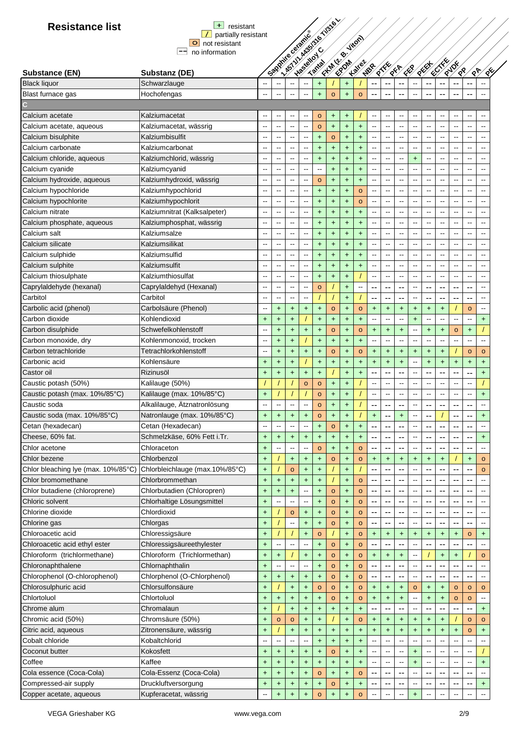# Resistance list

| Symbol | Meaning |
|---|---|
| + | resistant |
| / | partially resistant |
| o | not resistant |
| -- | no information |

| Substance (EN) | Substanz (DE) | Sapphire ceramic® | 1.4571/1.4435/316 Ti/316 L | Hastelloy C | Tantal | FKM (z. B. Viton) | EPDM | Kalrez | NBR | PTFE | PFA | FEP | PEEK | ECTFE | PVDF | PP | PA | PE |
|---|---|---|---|---|---|---|---|---|---|---|---|---|---|---|---|---|---|---|
| Black liquor | Schwarzlauge | -- | -- | -- | -- | + | / | + | / | -- | -- | -- | -- | -- | -- | -- | -- | -- |
| Blast furnace gas | Hochofengas | -- | -- | -- | -- | + | o | + | o | -- | -- | -- | -- | -- | -- | -- | -- | -- |
| **C** | | | | | | | | | | | | | | | | | | |
| Calcium acetate | Kalziumacetat | -- | -- | -- | -- | o | + | + | / | -- | -- | -- | -- | -- | -- | -- | -- | -- |
| Calcium acetate, aqueous | Kalziumacetat, wässrig | -- | -- | -- | -- | o | + | + | + | -- | -- | -- | -- | -- | -- | -- | -- | -- |
| Calcium bisulphite | Kalziumbisulfit | -- | -- | -- | -- | + | o | + | + | -- | -- | -- | -- | -- | -- | -- | -- | -- |
| Calcium carbonate | Kalziumcarbonat | -- | -- | -- | -- | + | + | + | + | -- | -- | -- | -- | -- | -- | -- | -- | -- |
| Calcium chloride, aqueous | Kalziumchlorid, wässrig | -- | -- | -- | -- | + | + | + | + | -- | -- | -- | + | -- | -- | -- | -- | -- |
| Calcium cyanide | Kalziumcyanid | -- | -- | -- | -- | -- | + | + | + | -- | -- | -- | -- | -- | -- | -- | -- | -- |
| Calcium hydroxide, aqueous | Kalziumhydroxid, wässrig | -- | -- | -- | -- | o | + | + | + | -- | -- | -- | -- | -- | -- | -- | -- | -- |
| Calcium hypochloride | Kalziumhypochlorid | -- | -- | -- | -- | + | + | + | o | -- | -- | -- | -- | -- | -- | -- | -- | -- |
| Calcium hypochlorite | Kalziumhypochlorit | -- | -- | -- | -- | + | + | + | o | -- | -- | -- | -- | -- | -- | -- | -- | -- |
| Calcium nitrate | Kalziumnitrat (Kalksalpeter) | -- | -- | -- | -- | + | + | + | + | -- | -- | -- | -- | -- | -- | -- | -- | -- |
| Calcium phosphate, aqueous | Kalziumphosphat, wässrig | -- | -- | -- | -- | + | + | + | + | -- | -- | -- | -- | -- | -- | -- | -- | -- |
| Calcium salt | Kalziumsalze | -- | -- | -- | -- | + | + | + | + | -- | -- | -- | -- | -- | -- | -- | -- | -- |
| Calcium silicate | Kalziumsilikat | -- | -- | -- | -- | + | + | + | + | -- | -- | -- | -- | -- | -- | -- | -- | -- |
| Calcium sulphide | Kalziumsulfid | -- | -- | -- | -- | + | + | + | + | -- | -- | -- | -- | -- | -- | -- | -- | -- |
| Calcium sulphite | Kalziumsulfit | -- | -- | -- | -- | + | + | + | + | -- | -- | -- | -- | -- | -- | -- | -- | -- |
| Calcium thiosulphate | Kalziumthiosulfat | -- | -- | -- | -- | + | + | + | / | -- | -- | -- | -- | -- | -- | -- | -- | -- |
| Caprylaldehyde (hexanal) | Caprylaldehyd (Hexanal) | -- | -- | -- | -- | o | / | + | -- | -- | -- | -- | -- | -- | -- | -- | -- | -- |
| Carbitol | Carbitol | -- | -- | -- | -- | / | / | + | / | -- | -- | -- | -- | -- | -- | -- | -- | -- |
| Carbolic acid (phenol) | Carbolsäure (Phenol) | -- | + | + | + | + | o | + | o | + | + | + | + | + | + | / | o | -- |
| Carbon dioxide | Kohlendioxid | + | + | + | / | + | + | + | + | -- | -- | -- | + | -- | -- | -- | -- | + |
| Carbon disulphide | Schwefelkohlenstoff | -- | + | + | + | + | o | + | o | + | + | + | -- | + | + | o | + | / |
| Carbon monoxide, dry | Kohlenmonoxid, trocken | -- | + | + | / | + | + | + | + | -- | -- | -- | -- | -- | -- | -- | -- | -- |
| Carbon tetrachloride | Tetrachlorkohlenstoff | -- | + | + | + | + | o | + | o | + | + | + | + | + | + | / | o | o |
| Carbonic acid | Kohlensäure | + | + | + | / | + | + | + | + | + | + | + | -- | + | + | + | + | + |
| Castor oil | Rizinusöl | + | + | + | + | + | / | + | + | -- | -- | -- | -- | -- | -- | -- | -- | + |
| Caustic potash (50%) | Kalilauge (50%) | / | / | / | o | o | + | + | / | -- | -- | -- | -- | -- | -- | -- | -- | / |
| Caustic potash (max. 10%/85°C) | Kalilauge (max. 10%/85°C) | + | / | / | / | o | + | + | / | -- | -- | -- | -- | -- | -- | -- | -- | + |
| Caustic soda | Alkalilauge, Ätznatronlösung | -- | -- | -- | -- | o | + | + | / | -- | -- | -- | -- | -- | -- | -- | -- | -- |
| Caustic soda (max. 10%/85°C) | Natronlauge (max. 10%/85°C) | + | + | + | + | o | + | + | / | + | -- | + | -- | -- | / | -- | -- | + |
| Cetan (hexadecan) | Cetan (Hexadecan) | -- | -- | -- | -- | + | o | + | + | -- | -- | -- | -- | -- | -- | -- | -- | -- |
| Cheese, 60% fat. | Schmelzkäse, 60% Fett i.Tr. | + | + | + | + | + | + | + | + | -- | -- | -- | -- | -- | -- | -- | -- | + |
| Chlor acetone | Chloraceton | + | -- | -- | -- | o | + | + | o | -- | -- | -- | -- | -- | -- | -- | -- | -- |
| Chlor bezene | Chlorbenzol | + | / | + | + | + | o | + | o | + | + | + | + | + | + | / | + | o |
| Chlor bleaching lye (max. 10%/85°C) | Chlorbleichlauge (max.10%/85°C) | + | / | o | + | + | / | + | / | -- | -- | -- | -- | -- | -- | -- | -- | o |
| Chlor bromomethane | Chlorbrommethan | + | + | + | + | + | / | + | o | -- | -- | -- | -- | -- | -- | -- | -- | -- |
| Chlor butadiene (chloroprene) | Chlorbutadien (Chloropren) | + | + | + | -- | + | o | + | o | -- | -- | -- | -- | -- | -- | -- | -- | -- |
| Chloric solvent | Chlorhaltige Lösungsmittel | + | -- | -- | -- | + | o | + | o | -- | -- | -- | -- | -- | -- | -- | -- | -- |
| Chlorine dioxide | Chlordioxid | + | / | o | + | + | o | + | o | -- | -- | -- | -- | -- | -- | -- | -- | -- |
| Chlorine gas | Chlorgas | + | / | -- | + | + | o | + | o | -- | -- | -- | -- | -- | -- | -- | -- | -- |
| Chloroacetic acid | Chloressigsäure | + | / | / | + | o | / | + | o | + | + | + | + | + | + | + | o | + |
| Chloroacetic acid ethyl ester | Chloressigsäureethylester | + | -- | -- | -- | + | o | + | o | -- | -- | -- | -- | -- | -- | -- | -- | -- |
| Chloroform (trichlormethane) | Chloroform (Trichlormethan) | + | + | / | + | + | o | + | o | + | + | + | -- | / | + | + | / | o |
| Chloronaphthalene | Chlornaphthalin | + | -- | -- | -- | + | o | + | o | -- | -- | -- | -- | -- | -- | -- | -- | -- |
| Chlorophenol (O-chlorophenol) | Chlorphenol (O-Chlorphenol) | + | + | + | + | + | o | + | o | -- | -- | -- | -- | -- | -- | -- | -- | -- |
| Chlorosulphuric acid | Chlorsulfonsäure | + | / | + | + | o | o | + | o | + | + | + | o | + | + | o | o | o |
| Chlortoluol | Chlortoluol | + | + | + | + | + | o | + | o | + | + | + | -- | + | + | o | o | -- |
| Chrome alum | Chromalaun | + | / | + | + | + | + | + | + | -- | -- | -- | -- | -- | -- | -- | -- | + |
| Chromic acid (50%) | Chromsäure (50%) | + | o | o | + | + | / | + | o | + | + | + | + | + | + | / | o | o |
| Citric acid, aqueous | Zitronensäure, wässrig | + | / | + | + | + | + | + | + | + | + | + | + | + | + | + | o | + |
| Cobalt chloride | Kobaltchlorid | -- | -- | -- | -- | + | + | + | + | -- | -- | -- | -- | -- | -- | -- | -- | -- |
| Coconut butter | Kokosfett | + | + | + | + | + | o | + | + | -- | -- | -- | + | -- | -- | -- | -- | / |
| Coffee | Kaffee | + | + | + | + | + | + | + | + | -- | -- | -- | + | -- | -- | -- | -- | + |
| Cola essence (Coca-Cola) | Cola-Essenz (Coca-Cola) | + | + | + | + | o | + | + | o | -- | -- | -- | -- | -- | -- | -- | -- | -- |
| Compressed-air supply | Druckluftversorgung | + | + | + | + | + | o | + | + | -- | -- | -- | -- | -- | -- | -- | -- | + |
| Copper acetate, aqueous | Kupferacetat, wässrig | -- | + | + | + | o | + | + | o | -- | -- | -- | + | -- | -- | -- | -- | -- |

VEGA Grieshaber KG | www.vega.com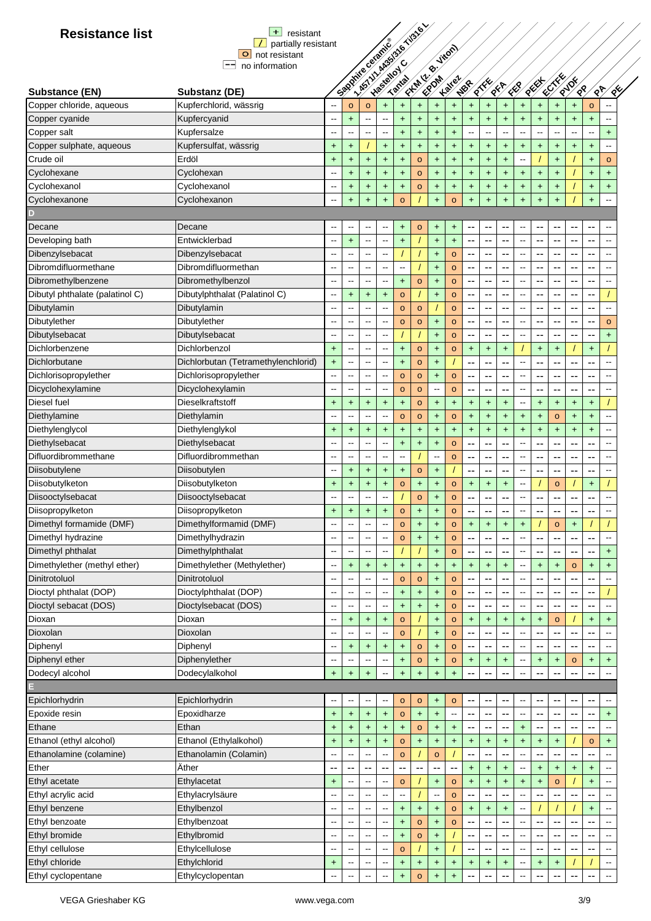# Resistance list

| Symbol | Meaning |
|---|---|
| + | resistant |
| / | partially resistant |
| o | not resistant |
| -- | no information |

| Substance (EN) | Substanz (DE) | Sapphire ceramic® | 1.4571/1.4435/316 Ti/316 L | Hastelloy C | Tantal | FKM (z. B. Viton) | EPDM | Kalrez | NBR | PTFE | PFA | FEP | PEEK | ECTFE | PVDF | PP | PA | PE |
|---|---|---|---|---|---|---|---|---|---|---|---|---|---|---|---|---|---|---|
| Copper chloride, aqueous | Kupferchlorid, wässrig | -- | o | o | + | + | + | + | + | + | + | + | + | + | + | + | o | -- |
| Copper cyanide | Kupfercyanid | -- | + | -- | -- | + | + | + | + | + | + | + | + | + | + | + | + | -- |
| Copper salt | Kupfersalze | -- | -- | -- | -- | + | + | + | + | -- | -- | -- | -- | -- | -- | -- | -- | + |
| Copper sulphate, aqueous | Kupfersulfat, wässrig | + | + | / | + | + | + | + | + | + | + | + | + | + | + | + | + | -- |
| Crude oil | Erdöl | + | + | + | + | + | o | + | + | + | + | + | -- | / | + | / | + | o |
| Cyclohexane | Cyclohexan | -- | + | + | + | + | o | + | + | + | + | + | + | + | + | / | + | + |
| Cyclohexanol | Cyclohexanol | -- | + | + | + | + | o | + | + | + | + | + | + | + | + | / | + | + |
| Cyclohexanone | Cyclohexanon | -- | + | + | + | o | / | + | o | + | + | + | + | + | + | / | + | -- |
| **D** | | | | | | | | | | | | | | | | | | |
| Decane | Decane | -- | -- | -- | -- | + | o | + | + | -- | -- | -- | -- | -- | -- | -- | -- | -- |
| Developing bath | Entwicklerbad | -- | + | -- | -- | + | / | + | + | -- | -- | -- | -- | -- | -- | -- | -- | -- |
| Dibenzylsebacat | Dibenzylsebacat | -- | -- | -- | -- | / | / | + | o | -- | -- | -- | -- | -- | -- | -- | -- | -- |
| Dibromdifluormethane | Dibromdifluormethan | -- | -- | -- | -- | -- | / | + | o | -- | -- | -- | -- | -- | -- | -- | -- | -- |
| Dibromethylbenzene | Dibromethylbenzol | -- | -- | -- | -- | + | o | + | o | -- | -- | -- | -- | -- | -- | -- | -- | -- |
| Dibutyl phthalate (palatinol C) | Dibutylphthalat (Palatinol C) | -- | + | + | + | o | / | + | o | -- | -- | -- | -- | -- | -- | -- | -- | / |
| Dibutylamin | Dibutylamin | -- | -- | -- | -- | o | o | / | o | -- | -- | -- | -- | -- | -- | -- | -- | -- |
| Dibutylether | Dibutylether | -- | -- | -- | -- | o | o | + | o | -- | -- | -- | -- | -- | -- | -- | -- | o |
| Dibutylsebacat | Dibutylsebacat | -- | -- | -- | -- | / | / | + | o | -- | -- | -- | -- | -- | -- | -- | -- | + |
| Dichlorbenzene | Dichlorbenzol | + | -- | -- | -- | + | o | + | o | + | + | + | / | + | + | / | + | / |
| Dichlorbutane | Dichlorbutan (Tetramethylenchlorid) | + | -- | -- | -- | + | o | + | / | -- | -- | -- | -- | -- | -- | -- | -- | -- |
| Dichlorisopropylether | Dichlorisopropylether | -- | -- | -- | -- | o | o | + | o | -- | -- | -- | -- | -- | -- | -- | -- | -- |
| Dicyclohexylamine | Dicyclohexylamin | -- | -- | -- | -- | o | o | -- | o | -- | -- | -- | -- | -- | -- | -- | -- | -- |
| Diesel fuel | Dieselkraftstoff | + | + | + | + | + | o | + | + | + | + | + | -- | + | + | + | + | / |
| Diethylamine | Diethylamin | -- | -- | -- | -- | o | o | + | o | + | + | + | + | + | o | + | + | -- |
| Diethylenglycol | Diethylenglykol | + | + | + | + | + | + | + | + | + | + | + | + | + | + | + | + | -- |
| Diethylsebacat | Diethylsebacat | -- | -- | -- | -- | + | + | + | o | -- | -- | -- | -- | -- | -- | -- | -- | -- |
| Difluordibrommethane | Difluordibrommethan | -- | -- | -- | -- | -- | / | -- | o | -- | -- | -- | -- | -- | -- | -- | -- | -- |
| Diisobutylene | Diisobutylen | -- | + | + | + | + | o | + | / | -- | -- | -- | -- | -- | -- | -- | -- | -- |
| Diisobutylketon | Diisobutylketon | + | + | + | + | o | + | + | o | + | + | + | -- | / | o | / | + | / |
| Diisooctylsebacat | Diisooctylsebacat | -- | -- | -- | -- | / | o | + | o | -- | -- | -- | -- | -- | -- | -- | -- | -- |
| Diisopropylketon | Diisopropylketon | + | + | + | + | o | + | + | o | -- | -- | -- | -- | -- | -- | -- | -- | -- |
| Dimethyl formamide (DMF) | Dimethylformamid (DMF) | -- | -- | -- | -- | o | + | + | o | + | + | + | + | / | o | + | / | / |
| Dimethyl hydrazine | Dimethylhydrazin | -- | -- | -- | -- | o | + | + | o | -- | -- | -- | -- | -- | -- | -- | -- | -- |
| Dimethyl phthalat | Dimethylphthalat | -- | -- | -- | -- | / | / | + | o | -- | -- | -- | -- | -- | -- | -- | -- | + |
| Dimethylether (methyl ether) | Dimethylether (Methylether) | -- | + | + | + | + | + | + | + | + | + | + | -- | + | + | o | + | + |
| Dinitrotoluol | Dinitrotoluol | -- | -- | -- | -- | o | o | + | o | -- | -- | -- | -- | -- | -- | -- | -- | -- |
| Dioctyl phthalat (DOP) | Dioctylphthalat (DOP) | -- | -- | -- | -- | + | + | + | o | -- | -- | -- | -- | -- | -- | -- | -- | / |
| Dioctyl sebacat (DOS) | Dioctylsebacat (DOS) | -- | -- | -- | -- | + | + | + | o | -- | -- | -- | -- | -- | -- | -- | -- | -- |
| Dioxan | Dioxan | -- | + | + | + | o | / | + | o | + | + | + | + | + | o | / | + | + |
| Dioxolan | Dioxolan | -- | -- | -- | -- | o | / | + | o | -- | -- | -- | -- | -- | -- | -- | -- | -- |
| Diphenyl | Diphenyl | -- | + | + | + | + | o | + | o | -- | -- | -- | -- | -- | -- | -- | -- | -- |
| Diphenyl ether | Diphenylether | -- | -- | -- | -- | + | o | + | o | + | + | + | -- | + | + | o | + | + |
| Dodecyl alcohol | Dodecylalkohol | + | + | + | -- | + | + | + | + | -- | -- | -- | -- | -- | -- | -- | -- | -- |
| **E** | | | | | | | | | | | | | | | | | | |
| Epichlorhydrin | Epichlorhydrin | -- | -- | -- | -- | o | o | + | o | -- | -- | -- | -- | -- | -- | -- | -- | -- |
| Epoxide resin | Epoxidharze | + | + | + | + | o | + | + | -- | -- | -- | -- | -- | -- | -- | -- | -- | + |
| Ethane | Ethan | + | + | + | + | + | o | + | + | -- | -- | -- | + | -- | -- | -- | -- | -- |
| Ethanol (ethyl alcohol) | Ethanol (Ethylalkohol) | + | + | + | + | o | + | + | + | + | + | + | + | + | + | / | o | + |
| Ethanolamine (colamine) | Ethanolamin (Colamin) | -- | -- | -- | -- | o | / | o | / | -- | -- | -- | -- | -- | -- | -- | -- | -- |
| Ether | Äther | -- | -- | -- | -- | -- | -- | -- | -- | + | + | + | -- | + | + | + | + | -- |
| Ethyl acetate | Ethylacetat | + | -- | -- | -- | o | / | + | o | + | + | + | + | + | o | / | + | -- |
| Ethyl acrylic acid | Ethylacrylsäure | -- | -- | -- | -- | -- | / | -- | o | -- | -- | -- | -- | -- | -- | -- | -- | -- |
| Ethyl benzene | Ethylbenzol | -- | -- | -- | -- | + | + | + | o | + | + | + | -- | / | / | / | + | -- |
| Ethyl benzoate | Ethylbenzoat | -- | -- | -- | -- | + | o | + | o | -- | -- | -- | -- | -- | -- | -- | -- | -- |
| Ethyl bromide | Ethylbromid | -- | -- | -- | -- | + | o | + | / | -- | -- | -- | -- | -- | -- | -- | -- | -- |
| Ethyl cellulose | Ethylcellulose | -- | -- | -- | -- | o | / | + | / | -- | -- | -- | -- | -- | -- | -- | -- | -- |
| Ethyl chloride | Ethylchlorid | + | -- | -- | -- | + | + | + | + | + | + | + | -- | + | + | / | / | -- |
| Ethyl cyclopentane | Ethylcyclopentan | -- | -- | -- | -- | + | o | + | + | -- | -- | -- | -- | -- | -- | -- | -- | -- |

VEGA Grieshaber KG — www.vega.com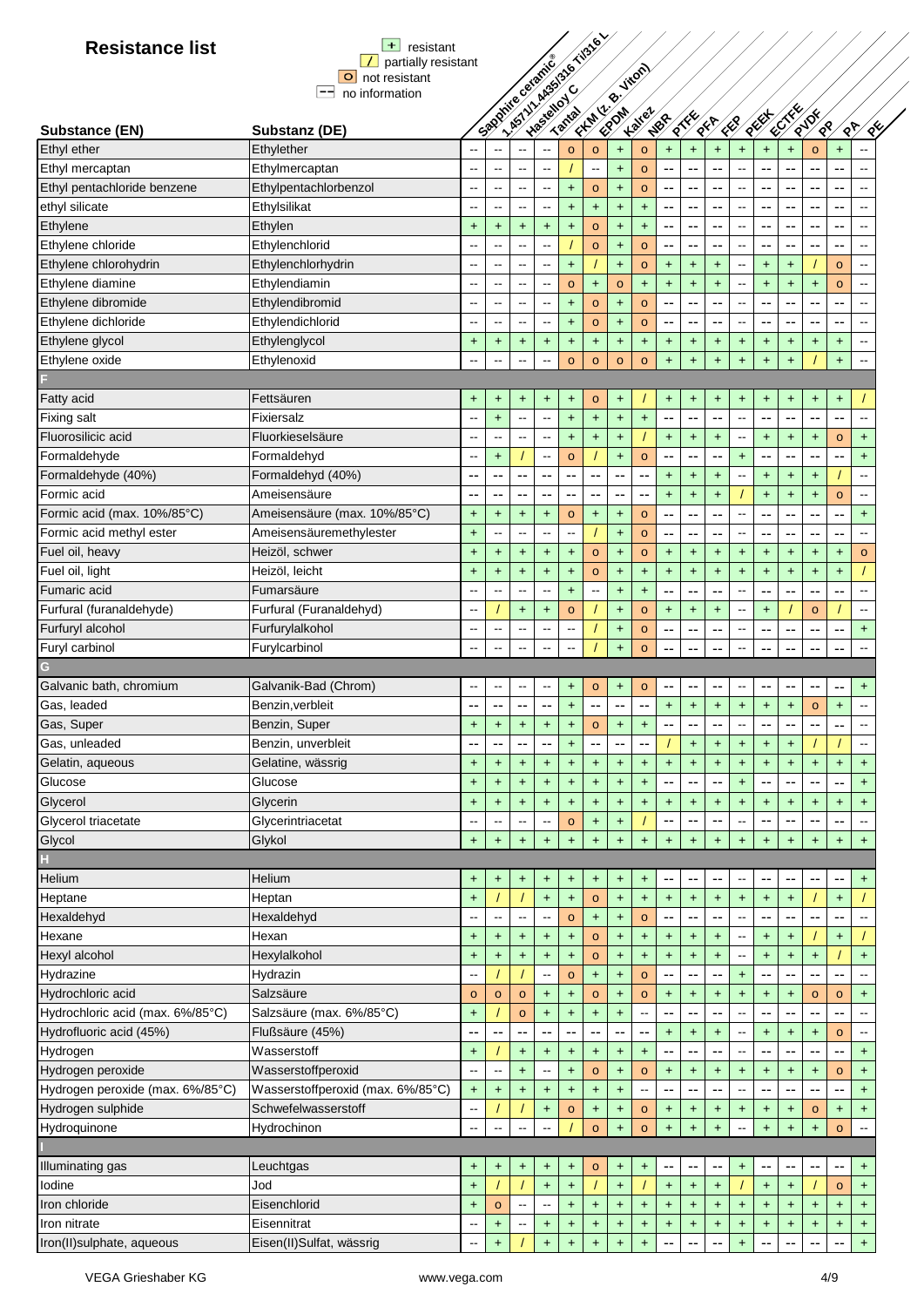# Resistance list

| Symbol | Meaning |
|---|---|
| + | resistant |
| / | partially resistant |
| o | not resistant |
| -- | no information |

| Substance (EN) | Substanz (DE) | Sapphire ceramic® | 1.4571/1.4435/316 Ti/316 L | Hastelloy C | Tantal | FKM (z. B. Viton) | EPDM | Kalrez | NBR | PTFE | PFA | FEP | PEEK | ECTFE | PVDF | PP | PA | PE |
|---|---|---|---|---|---|---|---|---|---|---|---|---|---|---|---|---|---|---|
| Ethyl ether | Ethylether | -- | -- | -- | -- | o | o | + | o | + | + | + | + | + | + | o | + | -- |
| Ethyl mercaptan | Ethylmercaptan | -- | -- | -- | -- | / | -- | + | o | -- | -- | -- | -- | -- | -- | -- | -- | -- |
| Ethyl pentachloride benzene | Ethylpentachlorbenzol | -- | -- | -- | -- | + | o | + | o | -- | -- | -- | -- | -- | -- | -- | -- | -- |
| ethyl silicate | Ethylsilikat | -- | -- | -- | -- | + | + | + | + | -- | -- | -- | -- | -- | -- | -- | -- | -- |
| Ethylene | Ethylen | + | + | + | + | + | o | + | + | -- | -- | -- | -- | -- | -- | -- | -- | -- |
| Ethylene chloride | Ethylenchlorid | -- | -- | -- | -- | / | o | + | o | -- | -- | -- | -- | -- | -- | -- | -- | -- |
| Ethylene chlorohydrin | Ethylenchlorhydrin | -- | -- | -- | -- | + | / | + | o | + | + | + | -- | + | + | / | o | -- |
| Ethylene diamine | Ethylendiamin | -- | -- | -- | -- | o | + | o | + | + | + | + | -- | + | + | + | o | -- |
| Ethylene dibromide | Ethylendibromid | -- | -- | -- | -- | + | o | + | o | -- | -- | -- | -- | -- | -- | -- | -- | -- |
| Ethylene dichloride | Ethylendichlorid | -- | -- | -- | -- | + | o | + | o | -- | -- | -- | -- | -- | -- | -- | -- | -- |
| Ethylene glycol | Ethylenglycol | + | + | + | + | + | + | + | + | + | + | + | + | + | + | + | + | -- |
| Ethylene oxide | Ethylenoxid | -- | -- | -- | -- | o | o | o | o | + | + | + | + | + | + | / | + | -- |
| **F** | | | | | | | | | | | | | | | | | | |
| Fatty acid | Fettsäuren | + | + | + | + | + | o | + | / | + | + | + | + | + | + | + | + | / |
| Fixing salt | Fixiersalz | -- | + | -- | -- | + | + | + | + | -- | -- | -- | -- | -- | -- | -- | -- | -- |
| Fluorosilicic acid | Fluorkieselsäure | -- | -- | -- | -- | + | + | + | / | + | + | + | -- | + | + | + | o | + |
| Formaldehyde | Formaldehyd | -- | + | / | -- | o | / | + | o | -- | -- | -- | + | -- | -- | -- | -- | + |
| Formaldehyde (40%) | Formaldehyd (40%) | -- | -- | -- | -- | -- | -- | -- | -- | + | + | + | -- | + | + | + | / | -- |
| Formic acid | Ameisensäure | -- | -- | -- | -- | -- | -- | -- | -- | + | + | + | / | + | + | + | o | -- |
| Formic acid (max. 10%/85°C) | Ameisensäure (max. 10%/85°C) | + | + | + | + | o | + | + | o | -- | -- | -- | -- | -- | -- | -- | -- | + |
| Formic acid methyl ester | Ameisensäuremethylester | + | -- | -- | -- | -- | / | + | o | -- | -- | -- | -- | -- | -- | -- | -- | -- |
| Fuel oil, heavy | Heizöl, schwer | + | + | + | + | + | o | + | o | + | + | + | + | + | + | + | + | o |
| Fuel oil, light | Heizöl, leicht | + | + | + | + | + | o | + | + | + | + | + | + | + | + | + | + | / |
| Fumaric acid | Fumarsäure | -- | -- | -- | -- | + | -- | + | + | -- | -- | -- | -- | -- | -- | -- | -- | -- |
| Furfural (furanaldehyde) | Furfural (Furanaldehyd) | -- | / | + | + | o | / | + | o | + | + | + | -- | + | / | o | / | -- |
| Furfuryl alcohol | Furfurylalkohol | -- | -- | -- | -- | -- | / | + | o | -- | -- | -- | -- | -- | -- | -- | -- | + |
| Furyl carbinol | Furylcarbinol | -- | -- | -- | -- | -- | / | + | o | -- | -- | -- | -- | -- | -- | -- | -- | -- |
| **G** | | | | | | | | | | | | | | | | | | |
| Galvanic bath, chromium | Galvanik-Bad (Chrom) | -- | -- | -- | -- | + | o | + | o | -- | -- | -- | -- | -- | -- | -- | -- | + |
| Gas, leaded | Benzin,verbleit | -- | -- | -- | -- | + | -- | -- | -- | + | + | + | + | + | + | o | + | -- |
| Gas, Super | Benzin, Super | + | + | + | + | + | o | + | + | -- | -- | -- | -- | -- | -- | -- | -- | -- |
| Gas, unleaded | Benzin, unverbleit | -- | -- | -- | -- | + | -- | -- | -- | / | + | + | + | + | + | / | / | -- |
| Gelatin, aqueous | Gelatine, wässrig | + | + | + | + | + | + | + | + | + | + | + | + | + | + | + | + | + |
| Glucose | Glucose | + | + | + | + | + | + | + | + | -- | -- | -- | + | -- | -- | -- | -- | + |
| Glycerol | Glycerin | + | + | + | + | + | + | + | + | + | + | + | + | + | + | + | + | + |
| Glycerol triacetate | Glycerintriacetat | -- | -- | -- | -- | o | + | + | / | -- | -- | -- | -- | -- | -- | -- | -- | -- |
| Glycol | Glykol | + | + | + | + | + | + | + | + | + | + | + | + | + | + | + | + | + |
| **H** | | | | | | | | | | | | | | | | | | |
| Helium | Helium | + | + | + | + | + | + | + | + | -- | -- | -- | -- | -- | -- | -- | -- | + |
| Heptane | Heptan | + | / | / | + | + | o | + | + | + | + | + | + | + | + | / | + | / |
| Hexaldehyd | Hexaldehyd | -- | -- | -- | -- | o | + | + | o | -- | -- | -- | -- | -- | -- | -- | -- | -- |
| Hexane | Hexan | + | + | + | + | + | o | + | + | + | + | + | -- | + | + | / | + | / |
| Hexyl alcohol | Hexylalkohol | + | + | + | + | + | o | + | + | + | + | + | -- | + | + | + | / | + |
| Hydrazine | Hydrazin | -- | / | / | -- | o | + | + | o | -- | -- | -- | + | -- | -- | -- | -- | -- |
| Hydrochloric acid | Salzsäure | o | o | o | + | + | o | + | o | + | + | + | + | + | + | o | o | + |
| Hydrochloric acid (max. 6%/85°C) | Salzsäure (max. 6%/85°C) | + | / | o | + | + | + | + | -- | -- | -- | -- | -- | -- | -- | -- | -- | -- |
| Hydrofluoric acid (45%) | Flußsäure (45%) | -- | -- | -- | -- | -- | -- | -- | -- | + | + | + | -- | + | + | + | o | -- |
| Hydrogen | Wasserstoff | + | / | + | + | + | + | + | + | -- | -- | -- | -- | -- | -- | -- | -- | + |
| Hydrogen peroxide | Wasserstoffperoxid | -- | -- | + | -- | + | o | + | o | + | + | + | + | + | + | + | o | + |
| Hydrogen peroxide (max. 6%/85°C) | Wasserstoffperoxid (max. 6%/85°C) | + | + | + | + | + | + | + | -- | -- | -- | -- | -- | -- | -- | -- | -- | + |
| Hydrogen sulphide | Schwefelwasserstoff | -- | / | / | + | o | + | + | o | + | + | + | + | + | + | o | + | + |
| Hydroquinone | Hydrochinon | -- | -- | -- | -- | / | o | + | o | + | + | + | -- | + | + | + | o | -- |
| **I** | | | | | | | | | | | | | | | | | | |
| Illuminating gas | Leuchtgas | + | + | + | + | + | o | + | + | -- | -- | -- | + | -- | -- | -- | -- | + |
| Iodine | Jod | + | / | / | + | + | / | + | / | + | + | + | / | + | + | / | o | + |
| Iron chloride | Eisenchlorid | + | o | -- | -- | + | + | + | + | + | + | + | + | + | + | + | + | + |
| Iron nitrate | Eisennitrat | -- | + | -- | + | + | + | + | + | + | + | + | + | + | + | + | + | + |
| Iron(II)sulphate, aqueous | Eisen(II)Sulfat, wässrig | -- | + | / | + | + | + | + | + | -- | -- | -- | + | -- | -- | -- | -- | + |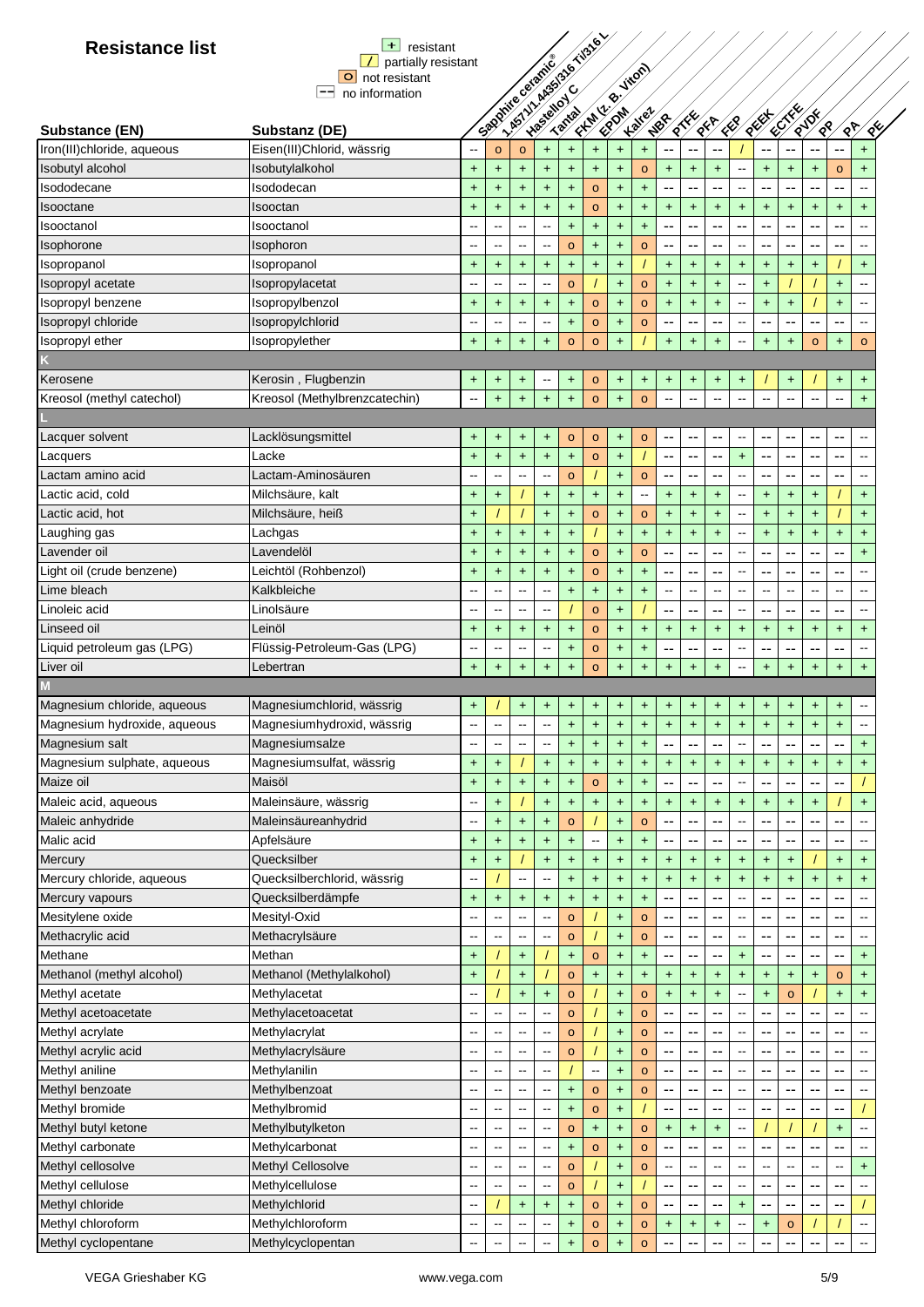# Resistance list

| Symbol | Meaning |
|---|---|
| + | resistant |
| / | partially resistant |
| o | not resistant |
| -- | no information |

| Substance (EN) | Substanz (DE) | Sapphire ceramic® | 1.4571/1.4435/316 Ti/316 L | Hastelloy C | Tantal | FKM (z. B. Viton) | EPDM | Kalrez | NBR | PTFE | PFA | FEP | PEEK | ECTFE | PVDF | PP | PA | PE |
|---|---|---|---|---|---|---|---|---|---|---|---|---|---|---|---|---|---|---|
| Iron(III)chloride, aqueous | Eisen(III)Chlorid, wässrig | -- | o | o | + | + | + | + | + | -- | -- | -- | / | -- | -- | -- | -- | + |
| Isobutyl alcohol | Isobutylalkohol | + | + | + | + | + | + | + | o | + | + | + | -- | + | + | + | o | + |
| Isododecane | Isododecan | + | + | + | + | + | o | + | + | -- | -- | -- | -- | -- | -- | -- | -- | -- |
| Isooctane | Isooctan | + | + | + | + | + | o | + | + | + | + | + | + | + | + | + | + | + |
| Isooctanol | Isooctanol | -- | -- | -- | -- | + | + | + | + | -- | -- | -- | -- | -- | -- | -- | -- | -- |
| Isophorone | Isophoron | -- | -- | -- | -- | o | + | + | o | -- | -- | -- | -- | -- | -- | -- | -- | -- |
| Isopropanol | Isopropanol | + | + | + | + | + | + | + | / | + | + | + | + | + | + | + | / | + |
| Isopropyl acetate | Isopropylacetat | -- | -- | -- | -- | o | / | + | o | + | + | + | -- | + | / | / | + | -- |
| Isopropyl benzene | Isopropylbenzol | + | + | + | + | + | o | + | o | + | + | + | -- | + | + | / | + | -- |
| Isopropyl chloride | Isopropylchlorid | -- | -- | -- | -- | + | o | + | o | -- | -- | -- | -- | -- | -- | -- | -- | -- |
| Isopropyl ether | Isopropylether | + | + | + | + | o | o | + | / | + | + | + | -- | + | + | o | + | o |
| **K** | | | | | | | | | | | | | | | | | | |
| Kerosene | Kerosin , Flugbenzin | + | + | + | -- | + | o | + | + | + | + | + | + | / | + | / | + | + |
| Kreosol (methyl catechol) | Kreosol (Methylbrenzcatechin) | -- | + | + | + | + | o | + | o | -- | -- | -- | -- | -- | -- | -- | -- | + |
| **L** | | | | | | | | | | | | | | | | | | |
| Lacquer solvent | Lacklösungsmittel | + | + | + | + | o | o | + | o | -- | -- | -- | -- | -- | -- | -- | -- | -- |
| Lacquers | Lacke | + | + | + | + | + | o | + | / | -- | -- | -- | + | -- | -- | -- | -- | -- |
| Lactam amino acid | Lactam-Aminosäuren | -- | -- | -- | -- | o | / | + | o | -- | -- | -- | -- | -- | -- | -- | -- | -- |
| Lactic acid, cold | Milchsäure, kalt | + | + | / | + | + | + | + | -- | + | + | + | -- | + | + | + | / | + |
| Lactic acid, hot | Milchsäure, heiß | + | / | / | + | + | o | + | o | + | + | + | -- | + | + | + | / | + |
| Laughing gas | Lachgas | + | + | + | + | + | / | + | + | + | + | + | -- | + | + | + | + | + |
| Lavender oil | Lavendelöl | + | + | + | + | + | o | + | o | -- | -- | -- | -- | -- | -- | -- | -- | + |
| Light oil (crude benzene) | Leichtöl (Rohbenzol) | + | + | + | + | + | o | + | + | -- | -- | -- | -- | -- | -- | -- | -- | -- |
| Lime bleach | Kalkbleiche | -- | -- | -- | -- | + | + | + | + | -- | -- | -- | -- | -- | -- | -- | -- | -- |
| Linoleic acid | Linolsäure | -- | -- | -- | -- | / | o | + | / | -- | -- | -- | -- | -- | -- | -- | -- | -- |
| Linseed oil | Leinöl | + | + | + | + | + | o | + | + | + | + | + | + | + | + | + | + | + |
| Liquid petroleum gas (LPG) | Flüssig-Petroleum-Gas (LPG) | -- | -- | -- | -- | + | o | + | + | -- | -- | -- | -- | -- | -- | -- | -- | -- |
| Liver oil | Lebertran | + | + | + | + | + | o | + | + | + | + | + | -- | + | + | + | + | + |
| **M** | | | | | | | | | | | | | | | | | | |
| Magnesium chloride, aqueous | Magnesiumchlorid, wässrig | + | / | + | + | + | + | + | + | + | + | + | + | + | + | + | + | -- |
| Magnesium hydroxide, aqueous | Magnesiumhydroxid, wässrig | -- | -- | -- | -- | + | + | + | + | + | + | + | + | + | + | + | + | -- |
| Magnesium salt | Magnesiumsalze | -- | -- | -- | -- | + | + | + | + | -- | -- | -- | -- | -- | -- | -- | -- | + |
| Magnesium sulphate, aqueous | Magnesiumsulfat, wässrig | + | + | / | + | + | + | + | + | + | + | + | + | + | + | + | + | + |
| Maize oil | Maisöl | + | + | + | + | + | o | + | + | -- | -- | -- | -- | -- | -- | -- | -- | / |
| Maleic acid, aqueous | Maleinsäure, wässrig | -- | + | / | + | + | + | + | + | + | + | + | + | + | + | + | / | + |
| Maleic anhydride | Maleinsäureanhydrid | -- | + | + | + | o | / | + | o | -- | -- | -- | -- | -- | -- | -- | -- | -- |
| Malic acid | Apfelsäure | + | + | + | + | + | -- | + | + | -- | -- | -- | -- | -- | -- | -- | -- | -- |
| Mercury | Quecksilber | + | + | / | + | + | + | + | + | + | + | + | + | + | + | / | + | + |
| Mercury chloride, aqueous | Quecksilberchlorid, wässrig | -- | / | -- | -- | + | + | + | + | + | + | + | + | + | + | + | + | + |
| Mercury vapours | Quecksilberdämpfe | + | + | + | + | + | + | + | + | -- | -- | -- | -- | -- | -- | -- | -- | -- |
| Mesitylene oxide | Mesityl-Oxid | -- | -- | -- | -- | o | / | + | o | -- | -- | -- | -- | -- | -- | -- | -- | -- |
| Methacrylic acid | Methacrylsäure | -- | -- | -- | -- | o | / | + | o | -- | -- | -- | -- | -- | -- | -- | -- | -- |
| Methane | Methan | + | / | + | / | + | o | + | + | -- | -- | -- | + | -- | -- | -- | -- | + |
| Methanol (methyl alcohol) | Methanol (Methylalkohol) | + | / | + | / | o | + | + | + | + | + | + | + | + | + | + | o | + |
| Methyl acetate | Methylacetat | -- | / | + | + | o | / | + | o | + | + | + | -- | + | o | / | + | + |
| Methyl acetoacetate | Methylacetoacetat | -- | -- | -- | -- | o | / | + | o | -- | -- | -- | -- | -- | -- | -- | -- | -- |
| Methyl acrylate | Methylacrylat | -- | -- | -- | -- | o | / | + | o | -- | -- | -- | -- | -- | -- | -- | -- | -- |
| Methyl acrylic acid | Methylacrylsäure | -- | -- | -- | -- | o | / | + | o | -- | -- | -- | -- | -- | -- | -- | -- | -- |
| Methyl aniline | Methylanilin | -- | -- | -- | -- | / | -- | + | o | -- | -- | -- | -- | -- | -- | -- | -- | -- |
| Methyl benzoate | Methylbenzoat | -- | -- | -- | -- | + | o | + | o | -- | -- | -- | -- | -- | -- | -- | -- | -- |
| Methyl bromide | Methylbromid | -- | -- | -- | -- | + | o | + | / | -- | -- | -- | -- | -- | -- | -- | -- | / |
| Methyl butyl ketone | Methylbutylketon | -- | -- | -- | -- | o | + | + | o | + | + | + | -- | / | / | / | + | -- |
| Methyl carbonate | Methylcarbonat | -- | -- | -- | -- | + | o | + | o | -- | -- | -- | -- | -- | -- | -- | -- | -- |
| Methyl cellosolve | Methyl Cellosolve | -- | -- | -- | -- | o | / | + | o | -- | -- | -- | -- | -- | -- | -- | -- | + |
| Methyl cellulose | Methylcellulose | -- | -- | -- | -- | o | / | + | / | -- | -- | -- | -- | -- | -- | -- | -- | -- |
| Methyl chloride | Methylchlorid | -- | / | + | + | + | o | + | o | -- | -- | -- | + | -- | -- | -- | -- | / |
| Methyl chloroform | Methylchloroform | -- | -- | -- | -- | + | o | + | o | + | + | + | -- | + | o | / | / | -- |
| Methyl cyclopentane | Methylcyclopentan | -- | -- | -- | -- | + | o | + | o | -- | -- | -- | -- | -- | -- | -- | -- | -- |

VEGA Grieshaber KG | www.vega.com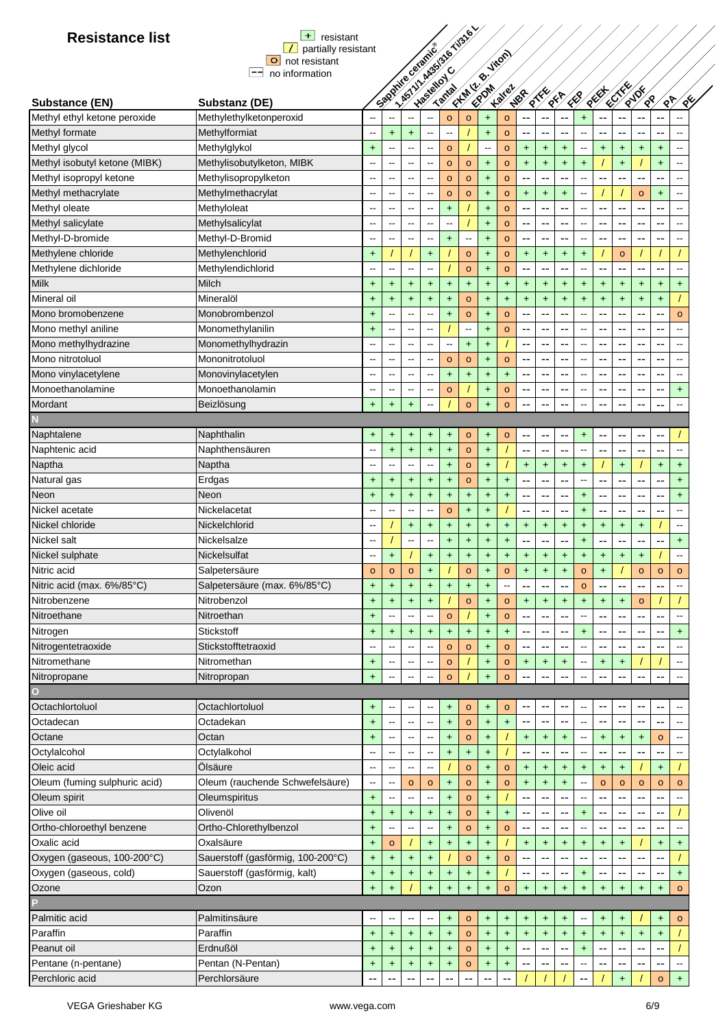# Resistance list

| Symbol | Meaning |
|---|---|
| + | resistant |
| / | partially resistant |
| o | not resistant |
| -- | no information |

| Substance (EN) | Substanz (DE) | Sapphire ceramic® | 1.4571/1.4435/316 Ti/316 L | Hastelloy C | Tantal | FKM (z. B. Viton) | EPDM | Kalrez | NBR | PTFE | PFA | FEP | PEEK | ECTFE | PVDF | PP | PA | PE |
|---|---|---|---|---|---|---|---|---|---|---|---|---|---|---|---|---|---|---|
| Methyl ethyl ketone peroxide | Methylethylketonperoxid | -- | -- | -- | -- | o | o | + | o | -- | -- | -- | + | -- | -- | -- | -- | -- |
| Methyl formate | Methylformiat | -- | + | + | -- | -- | / | + | o | -- | -- | -- | -- | -- | -- | -- | -- | -- |
| Methyl glycol | Methylglykol | + | -- | -- | -- | o | / | -- | o | + | + | + | -- | + | + | + | + | -- |
| Methyl isobutyl ketone (MIBK) | Methylisobutylketon, MIBK | -- | -- | -- | -- | o | o | + | o | + | + | + | + | / | + | / | + | -- |
| Methyl isopropyl ketone | Methylisopropylketon | -- | -- | -- | -- | o | o | + | o | -- | -- | -- | -- | -- | -- | -- | -- | -- |
| Methyl methacrylate | Methylmethacrylat | -- | -- | -- | -- | o | o | + | o | + | + | + | -- | / | / | o | + | -- |
| Methyl oleate | Methyloleat | -- | -- | -- | -- | + | / | + | o | -- | -- | -- | -- | -- | -- | -- | -- | -- |
| Methyl salicylate | Methylsalicylat | -- | -- | -- | -- | -- | / | + | o | -- | -- | -- | -- | -- | -- | -- | -- | -- |
| Methyl-D-bromide | Methyl-D-Bromid | -- | -- | -- | -- | + | -- | + | o | -- | -- | -- | -- | -- | -- | -- | -- | -- |
| Methylene chloride | Methylenchlorid | + | / | / | + | / | o | + | o | + | + | + | + | / | o | / | / | / |
| Methylene dichloride | Methylendichlorid | -- | -- | -- | -- | / | o | + | o | -- | -- | -- | -- | -- | -- | -- | -- | -- |
| Milk | Milch | + | + | + | + | + | + | + | + | + | + | + | + | + | + | + | + | + |
| Mineral oil | Mineralöl | + | + | + | + | + | o | + | + | + | + | + | + | + | + | + | + | / |
| Mono bromobenzene | Monobrombenzol | + | -- | -- | -- | + | o | + | o | -- | -- | -- | -- | -- | -- | -- | -- | o |
| Mono methyl aniline | Monomethylanilin | + | -- | -- | -- | / | -- | + | o | -- | -- | -- | -- | -- | -- | -- | -- | -- |
| Mono methylhydrazine | Monomethylhydrazin | -- | -- | -- | -- | -- | + | + | / | -- | -- | -- | -- | -- | -- | -- | -- | -- |
| Mono nitrotoluol | Mononitrotoluol | -- | -- | -- | -- | o | o | + | o | -- | -- | -- | -- | -- | -- | -- | -- | -- |
| Mono vinylacetylene | Monovinylacetylen | -- | -- | -- | -- | + | + | + | + | -- | -- | -- | -- | -- | -- | -- | -- | -- |
| Monoethanolamine | Monoethanolamin | -- | -- | -- | -- | o | / | + | o | -- | -- | -- | -- | -- | -- | -- | -- | + |
| Mordant | Beizlösung | + | + | + | -- | / | o | + | o | -- | -- | -- | -- | -- | -- | -- | -- | -- |
| **N** | | | | | | | | | | | | | | | | | | |
| Naphtalene | Naphthalin | + | + | + | + | + | o | + | o | -- | -- | -- | + | -- | -- | -- | -- | / |
| Naphtenic acid | Naphthensäuren | -- | + | + | + | + | o | + | / | -- | -- | -- | -- | -- | -- | -- | -- | -- |
| Naptha | Naptha | -- | -- | -- | -- | + | o | + | / | + | + | + | + | / | + | / | + | + |
| Natural gas | Erdgas | + | + | + | + | + | o | + | + | -- | -- | -- | -- | -- | -- | -- | -- | + |
| Neon | Neon | + | + | + | + | + | + | + | + | -- | -- | -- | + | -- | -- | -- | -- | + |
| Nickel acetate | Nickelacetat | -- | -- | -- | -- | o | + | + | / | -- | -- | -- | + | -- | -- | -- | -- | -- |
| Nickel chloride | Nickelchlorid | -- | / | + | + | + | + | + | + | + | + | + | + | + | + | + | / | -- |
| Nickel salt | Nickelsalze | -- | / | -- | -- | + | + | + | + | -- | -- | -- | + | -- | -- | -- | -- | + |
| Nickel sulphate | Nickelsulfat | -- | + | / | + | + | + | + | + | + | + | + | + | + | + | + | / | -- |
| Nitric acid | Salpetersäure | o | o | o | + | / | o | + | o | + | + | + | o | + | / | o | o | o |
| Nitric acid (max. 6%/85°C) | Salpetersäure (max. 6%/85°C) | + | + | + | + | + | + | + | -- | -- | -- | -- | o | -- | -- | -- | -- | -- |
| Nitrobenzene | Nitrobenzol | + | + | + | + | / | o | + | o | + | + | + | + | + | + | o | / | / |
| Nitroethane | Nitroethan | + | -- | -- | -- | o | / | + | o | -- | -- | -- | -- | -- | -- | -- | -- | -- |
| Nitrogen | Stickstoff | + | + | + | + | + | + | + | + | -- | -- | -- | + | -- | -- | -- | -- | + |
| Nitrogentetraoxide | Stickstofftetraoxid | -- | -- | -- | -- | o | o | + | o | -- | -- | -- | -- | -- | -- | -- | -- | -- |
| Nitromethane | Nitromethan | + | -- | -- | -- | o | / | + | o | + | + | + | -- | + | + | / | / | -- |
| Nitropropane | Nitropropan | + | -- | -- | -- | o | / | + | o | -- | -- | -- | -- | -- | -- | -- | -- | -- |
| **O** | | | | | | | | | | | | | | | | | | |
| Octachlortoluol | Octachlortoluol | + | -- | -- | -- | + | o | + | o | -- | -- | -- | -- | -- | -- | -- | -- | -- |
| Octadecan | Octadekan | + | -- | -- | -- | + | o | + | + | -- | -- | -- | -- | -- | -- | -- | -- | -- |
| Octane | Octan | + | -- | -- | -- | + | o | + | / | + | + | + | -- | + | + | + | o | -- |
| Octylalcohol | Octylalkohol | -- | -- | -- | -- | + | + | + | / | -- | -- | -- | -- | -- | -- | -- | -- | -- |
| Oleic acid | Ölsäure | -- | -- | -- | -- | / | o | + | o | + | + | + | + | + | + | / | + | / |
| Oleum (fuming sulphuric acid) | Oleum (rauchende Schwefelsäure) | -- | -- | o | o | + | o | + | o | + | + | + | -- | o | o | o | o | o |
| Oleum spirit | Oleumspiritus | + | -- | -- | -- | + | o | + | / | -- | -- | -- | -- | -- | -- | -- | -- | -- |
| Olive oil | Olivenöl | + | + | + | + | + | o | + | + | -- | -- | -- | + | -- | -- | -- | -- | / |
| Ortho-chloroethyl benzene | Ortho-Chlorethylbenzol | + | -- | -- | -- | + | o | + | o | -- | -- | -- | -- | -- | -- | -- | -- | -- |
| Oxalic acid | Oxalsäure | + | o | / | + | + | + | + | / | + | + | + | + | + | + | / | + | + |
| Oxygen (gaseous, 100-200°C) | Sauerstoff (gasförmig, 100-200°C) | + | + | + | + | / | o | + | o | -- | -- | -- | -- | -- | -- | -- | -- | / |
| Oxygen (gaseous, cold) | Sauerstoff (gasförmig, kalt) | + | + | + | + | + | + | + | / | -- | -- | -- | + | -- | -- | -- | -- | + |
| Ozone | Ozon | + | + | / | + | + | + | + | o | + | + | + | + | + | + | + | + | o |
| **P** | | | | | | | | | | | | | | | | | | |
| Palmitic acid | Palmitinsäure | -- | -- | -- | -- | + | o | + | + | + | + | + | -- | + | + | / | + | o |
| Paraffin | Paraffin | + | + | + | + | + | o | + | + | + | + | + | + | + | + | + | + | / |
| Peanut oil | Erdnußöl | + | + | + | + | + | o | + | + | -- | -- | -- | + | -- | -- | -- | -- | / |
| Pentane (n-pentane) | Pentan (N-Pentan) | + | + | + | + | + | o | + | + | -- | -- | -- | -- | -- | -- | -- | -- | -- |
| Perchloric acid | Perchlorsäure | -- | -- | -- | -- | -- | -- | -- | -- | / | / | / | -- | / | + | / | o | + |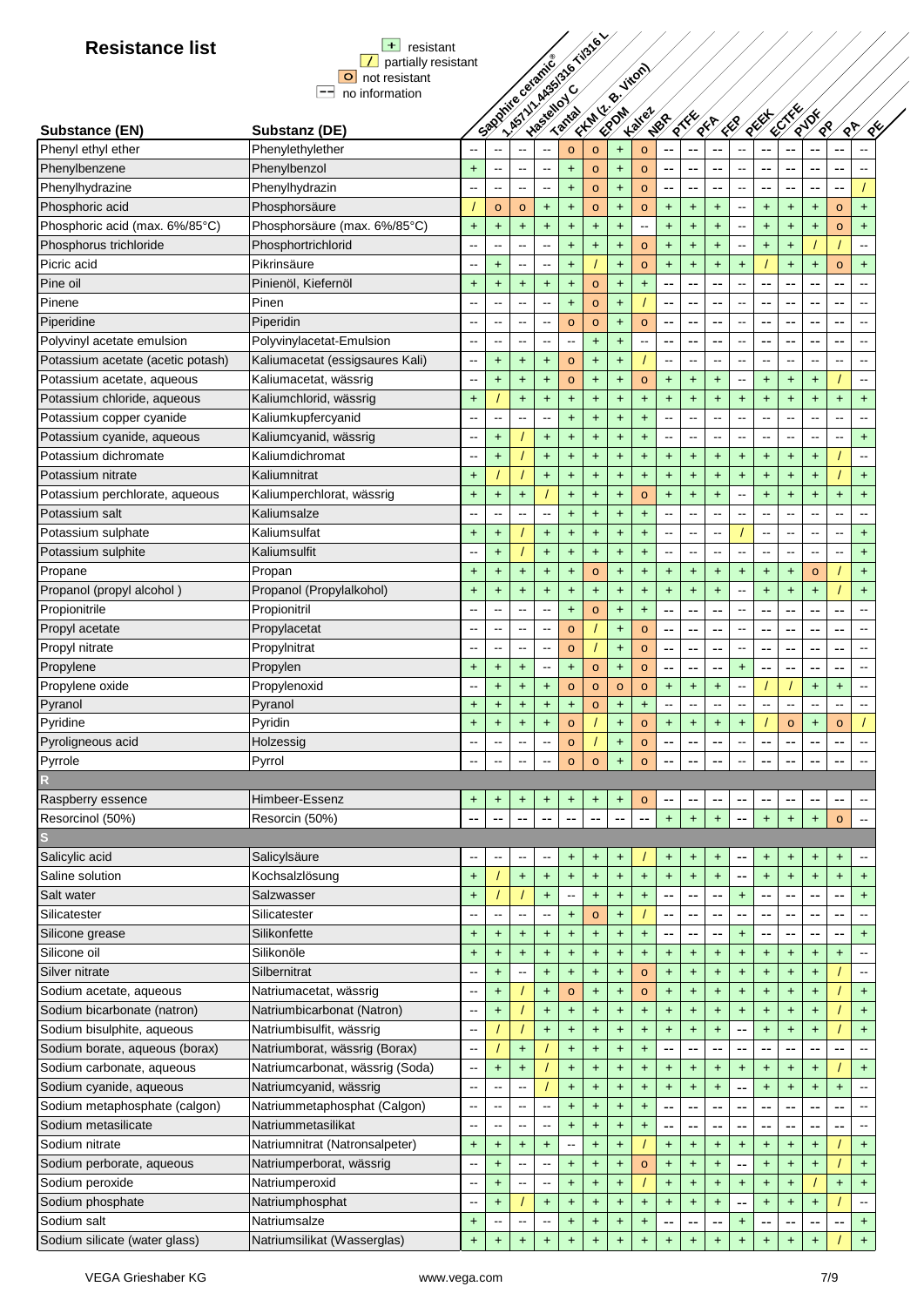# Resistance list

| Symbol | Meaning |
|---|---|
| + | resistant |
| / | partially resistant |
| o | not resistant |
| -- | no information |

| Substance (EN) | Substanz (DE) | Sapphire ceramic® | 1.4571/1.4435/316 Ti/316 L | Hastelloy C | Tantal | FKM (z. B. Viton) | EPDM | Kalrez | NBR | PTFE | PFA | FEP | PEEK | ECTFE | PVDF | PP | PA | PE |
|---|---|---|---|---|---|---|---|---|---|---|---|---|---|---|---|---|---|---|
| Phenyl ethyl ether | Phenylethylether | -- | -- | -- | -- | o | o | + | o | -- | -- | -- | -- | -- | -- | -- | -- | -- |
| Phenylbenzene | Phenylbenzol | + | -- | -- | -- | + | o | + | o | -- | -- | -- | -- | -- | -- | -- | -- | -- |
| Phenylhydrazine | Phenylhydrazin | -- | -- | -- | -- | + | o | + | o | -- | -- | -- | -- | -- | -- | -- | -- | / |
| Phosphoric acid | Phosphorsäure | / | o | o | + | + | o | + | o | + | + | + | -- | + | + | + | o | + |
| Phosphoric acid (max. 6%/85°C) | Phosphorsäure (max. 6%/85°C) | + | + | + | + | + | + | + | -- | + | + | + | -- | + | + | + | o | + |
| Phosphorus trichloride | Phosphortrichlorid | -- | -- | -- | -- | + | + | + | o | + | + | + | -- | + | + | / | / | -- |
| Picric acid | Pikrinsäure | -- | + | -- | -- | + | / | + | o | + | + | + | + | / | + | + | o | + |
| Pine oil | Pinienöl, Kiefernöl | + | + | + | + | + | o | + | + | -- | -- | -- | -- | -- | -- | -- | -- | -- |
| Pinene | Pinen | -- | -- | -- | -- | + | o | + | / | -- | -- | -- | -- | -- | -- | -- | -- | -- |
| Piperidine | Piperidin | -- | -- | -- | -- | o | o | + | o | -- | -- | -- | -- | -- | -- | -- | -- | -- |
| Polyvinyl acetate emulsion | Polyvinylacetat-Emulsion | -- | -- | -- | -- | -- | + | + | -- | -- | -- | -- | -- | -- | -- | -- | -- | -- |
| Potassium acetate (acetic potash) | Kaliumacetat (essigsaures Kali) | -- | + | + | + | o | + | + | / | -- | -- | -- | -- | -- | -- | -- | -- | -- |
| Potassium acetate, aqueous | Kaliumacetat, wässrig | -- | + | + | + | o | + | + | o | + | + | + | -- | + | + | + | / | -- |
| Potassium chloride, aqueous | Kaliumchlorid, wässrig | + | / | + | + | + | + | + | + | + | + | + | + | + | + | + | + | + |
| Potassium copper cyanide | Kaliumkupfercyanid | -- | -- | -- | -- | + | + | + | + | -- | -- | -- | -- | -- | -- | -- | -- | -- |
| Potassium cyanide, aqueous | Kaliumcyanid, wässrig | -- | + | / | + | + | + | + | + | -- | -- | -- | -- | -- | -- | -- | -- | + |
| Potassium dichromate | Kaliumdichromat | -- | + | / | + | + | + | + | + | + | + | + | + | + | + | + | / | -- |
| Potassium nitrate | Kaliumnitrat | + | / | / | + | + | + | + | + | + | + | + | + | + | + | + | / | + |
| Potassium perchlorate, aqueous | Kaliumperchlorat, wässrig | + | + | + | / | + | + | + | o | + | + | + | -- | + | + | + | + | + |
| Potassium salt | Kaliumsalze | -- | -- | -- | -- | + | + | + | + | -- | -- | -- | -- | -- | -- | -- | -- | -- |
| Potassium sulphate | Kaliumsulfat | + | + | / | + | + | + | + | + | -- | -- | -- | / | -- | -- | -- | -- | + |
| Potassium sulphite | Kaliumsulfit | -- | + | / | + | + | + | + | + | -- | -- | -- | -- | -- | -- | -- | -- | + |
| Propane | Propan | + | + | + | + | + | o | + | + | + | + | + | + | + | + | o | / | + |
| Propanol (propyl alcohol ) | Propanol (Propylalkohol) | + | + | + | + | + | + | + | + | + | + | + | -- | + | + | + | / | + |
| Propionitrile | Propionitril | -- | -- | -- | -- | + | o | + | + | -- | -- | -- | -- | -- | -- | -- | -- | -- |
| Propyl acetate | Propylacetat | -- | -- | -- | -- | o | / | + | o | -- | -- | -- | -- | -- | -- | -- | -- | -- |
| Propyl nitrate | Propylnitrat | -- | -- | -- | -- | o | / | + | o | -- | -- | -- | -- | -- | -- | -- | -- | -- |
| Propylene | Propylen | + | + | + | -- | + | o | + | o | -- | -- | -- | + | -- | -- | -- | -- | -- |
| Propylene oxide | Propylenoxid | -- | + | + | + | o | o | o | o | + | + | + | -- | / | / | + | + | -- |
| Pyranol | Pyranol | + | + | + | + | + | o | + | + | -- | -- | -- | -- | -- | -- | -- | -- | -- |
| Pyridine | Pyridin | + | + | + | + | o | / | + | o | + | + | + | + | / | o | + | o | / |
| Pyroligneous acid | Holzessig | -- | -- | -- | -- | o | / | + | o | -- | -- | -- | -- | -- | -- | -- | -- | -- |
| Pyrrole | Pyrrol | -- | -- | -- | -- | o | o | + | o | -- | -- | -- | -- | -- | -- | -- | -- | -- |
| **R** | | | | | | | | | | | | | | | | | | |
| Raspberry essence | Himbeer-Essenz | + | + | + | + | + | + | + | o | -- | -- | -- | -- | -- | -- | -- | -- | -- |
| Resorcinol (50%) | Resorcin (50%) | -- | -- | -- | -- | -- | -- | -- | -- | + | + | + | -- | + | + | + | o | -- |
| **S** | | | | | | | | | | | | | | | | | | |
| Salicylic acid | Salicylsäure | -- | -- | -- | -- | + | + | + | / | + | + | + | -- | + | + | + | + | -- |
| Saline solution | Kochsalzlösung | + | / | + | + | + | + | + | + | + | + | + | -- | + | + | + | + | + |
| Salt water | Salzwasser | + | / | / | + | -- | + | + | + | -- | -- | -- | + | -- | -- | -- | -- | + |
| Silicatester | Silicatester | -- | -- | -- | -- | + | o | + | / | -- | -- | -- | -- | -- | -- | -- | -- | -- |
| Silicone grease | Silikonfette | + | + | + | + | + | + | + | + | -- | -- | -- | + | -- | -- | -- | -- | + |
| Silicone oil | Silikonöle | + | + | + | + | + | + | + | + | + | + | + | + | + | + | + | + | -- |
| Silver nitrate | Silbernitrat | -- | + | -- | + | + | + | + | o | + | + | + | + | + | + | + | / | -- |
| Sodium acetate, aqueous | Natriumacetat, wässrig | -- | + | / | + | o | + | + | o | + | + | + | + | + | + | + | / | + |
| Sodium bicarbonate (natron) | Natriumbicarbonat (Natron) | -- | + | / | + | + | + | + | + | + | + | + | + | + | + | + | / | + |
| Sodium bisulphite, aqueous | Natriumbisulfit, wässrig | -- | / | / | + | + | + | + | + | + | + | + | -- | + | + | + | / | + |
| Sodium borate, aqueous (borax) | Natriumborat, wässrig (Borax) | -- | / | + | / | + | + | + | + | -- | -- | -- | -- | -- | -- | -- | -- | -- |
| Sodium carbonate, aqueous | Natriumcarbonat, wässrig (Soda) | -- | + | + | / | + | + | + | + | + | + | + | + | + | + | + | / | + |
| Sodium cyanide, aqueous | Natriumcyanid, wässrig | -- | -- | -- | / | + | + | + | + | + | + | + | -- | + | + | + | + | -- |
| Sodium metaphosphate (calgon) | Natriummetaphosphat (Calgon) | -- | -- | -- | -- | + | + | + | + | -- | -- | -- | -- | -- | -- | -- | -- | -- |
| Sodium metasilicate | Natriummetasilikat | -- | -- | -- | -- | + | + | + | + | -- | -- | -- | -- | -- | -- | -- | -- | -- |
| Sodium nitrate | Natriumnitrat (Natronsalpeter) | + | + | + | + | -- | + | + | / | + | + | + | + | + | + | + | / | + |
| Sodium perborate, aqueous | Natriumperborat, wässrig | -- | + | -- | -- | + | + | + | o | + | + | + | -- | + | + | + | / | + |
| Sodium peroxide | Natriumperoxid | -- | + | -- | -- | + | + | + | / | + | + | + | + | + | + | / | + | + |
| Sodium phosphate | Natriumphosphat | -- | + | / | + | + | + | + | + | + | + | + | -- | + | + | + | / | -- |
| Sodium salt | Natriumsalze | + | + | -- | -- | + | + | + | + | -- | -- | -- | + | -- | -- | -- | -- | + |
| Sodium silicate (water glass) | Natriumsilikat (Wasserglas) | + | + | + | + | + | + | + | + | + | + | + | + | + | + | + | / | + |

VEGA Grieshaber KG www.vega.com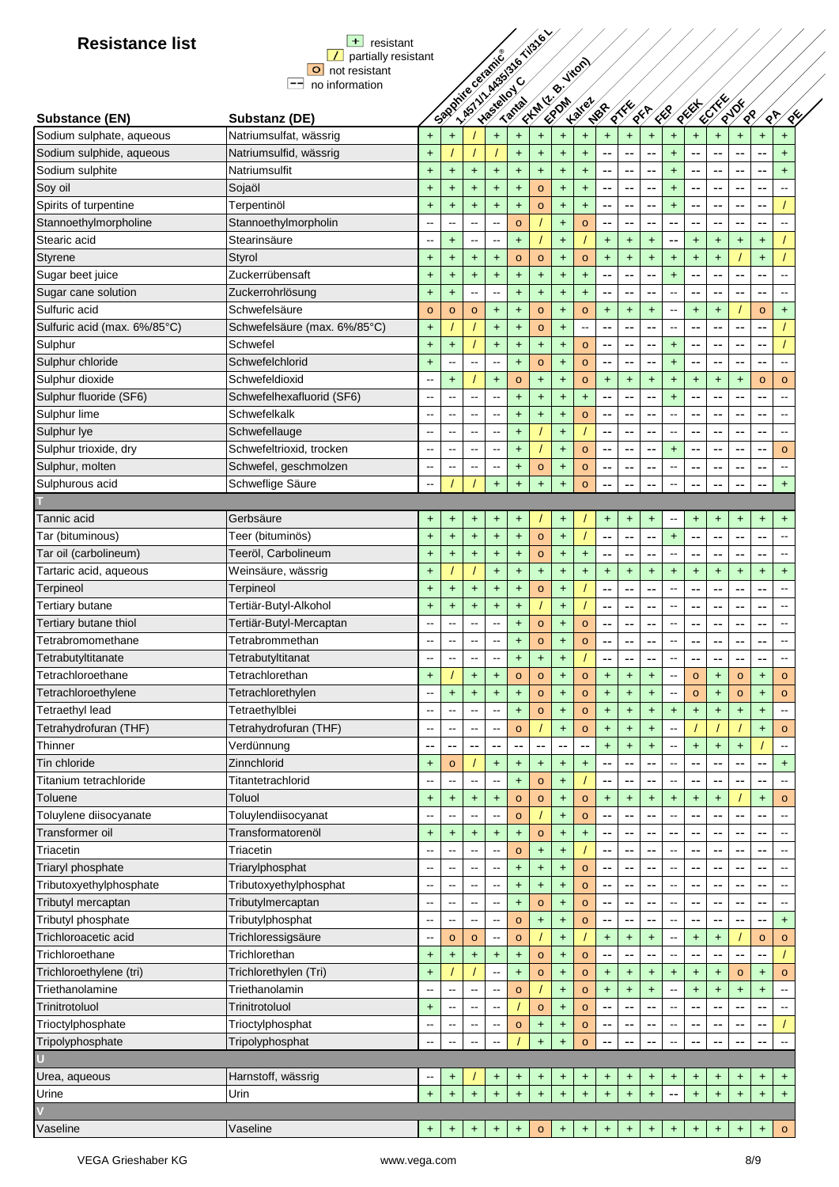# Resistance list

| | |
|---|---|
| + | resistant |
| / | partially resistant |
| o | not resistant |
| -- | no information |

| Substance (EN) | Substanz (DE) | Sapphire ceramic® | 1.4571/1.4435/316 Ti/316 L | Hastelloy C | Tantal | FKM (z. B. Viton) | EPDM | Kalrez | NBR | PTFE | PFA | FEP | PEEK | ECTFE | PVDF | PP | PA | PE |
|---|---|---|---|---|---|---|---|---|---|---|---|---|---|---|---|---|---|---|
| Sodium sulphate, aqueous | Natriumsulfat, wässrig | + | + | / | + | + | + | + | + | + | + | + | + | + | + | + | + | + |
| Sodium sulphide, aqueous | Natriumsulfid, wässrig | + | / | / | / | + | + | + | + | -- | -- | -- | + | -- | -- | -- | -- | + |
| Sodium sulphite | Natriumsulfit | + | + | + | + | + | + | + | + | -- | -- | -- | + | -- | -- | -- | -- | + |
| Soy oil | Sojaöl | + | + | + | + | + | o | + | + | -- | -- | -- | + | -- | -- | -- | -- | -- |
| Spirits of turpentine | Terpentinöl | + | + | + | + | + | o | + | + | -- | -- | -- | + | -- | -- | -- | -- | / |
| Stannoethylmorpholine | Stannoethylmorpholin | -- | -- | -- | -- | o | / | + | o | -- | -- | -- | -- | -- | -- | -- | -- | -- |
| Stearic acid | Stearinsäure | -- | + | -- | -- | + | / | + | / | + | + | + | -- | + | + | + | + | / |
| Styrene | Styrol | + | + | + | + | o | o | + | o | + | + | + | + | + | + | / | + | / |
| Sugar beet juice | Zuckerrübensaft | + | + | + | + | + | + | + | + | -- | -- | -- | + | -- | -- | -- | -- | -- |
| Sugar cane solution | Zuckerrohrlösung | + | + | -- | -- | + | + | + | + | -- | -- | -- | -- | -- | -- | -- | -- | -- |
| Sulfuric acid | Schwefelsäure | o | o | o | + | + | o | + | o | + | + | + | -- | + | + | / | o | + |
| Sulfuric acid (max. 6%/85°C) | Schwefelsäure (max. 6%/85°C) | + | / | / | + | + | o | + | -- | -- | -- | -- | -- | -- | -- | -- | -- | / |
| Sulphur | Schwefel | + | + | / | + | + | + | + | o | -- | -- | -- | + | -- | -- | -- | -- | / |
| Sulphur chloride | Schwefelchlorid | + | -- | -- | -- | + | o | + | o | -- | -- | -- | + | -- | -- | -- | -- | -- |
| Sulphur dioxide | Schwefeldioxid | -- | + | / | + | o | + | + | o | + | + | + | + | + | + | + | o | o |
| Sulphur fluoride (SF6) | Schwefelhexafluorid (SF6) | -- | -- | -- | -- | + | + | + | + | -- | -- | -- | + | -- | -- | -- | -- | -- |
| Sulphur lime | Schwefelkalk | -- | -- | -- | -- | + | + | + | o | -- | -- | -- | -- | -- | -- | -- | -- | -- |
| Sulphur lye | Schwefellauge | -- | -- | -- | -- | + | / | + | / | -- | -- | -- | -- | -- | -- | -- | -- | -- |
| Sulphur trioxide, dry | Schwefeltrioxid, trocken | -- | -- | -- | -- | + | / | + | o | -- | -- | -- | + | -- | -- | -- | -- | o |
| Sulphur, molten | Schwefel, geschmolzen | -- | -- | -- | -- | + | o | + | o | -- | -- | -- | -- | -- | -- | -- | -- | -- |
| Sulphurous acid | Schweflige Säure | -- | / | / | + | + | + | + | o | -- | -- | -- | -- | -- | -- | -- | -- | + |
| **T** | | | | | | | | | | | | | | | | | | |
| Tannic acid | Gerbsäure | + | + | + | + | + | / | + | / | + | + | + | -- | + | + | + | + | + |
| Tar (bituminous) | Teer (bituminös) | + | + | + | + | + | o | + | / | -- | -- | -- | + | -- | -- | -- | -- | -- |
| Tar oil (carbolineum) | Teeröl, Carbolineum | + | + | + | + | + | o | + | + | -- | -- | -- | -- | -- | -- | -- | -- | -- |
| Tartaric acid, aqueous | Weinsäure, wässrig | + | / | / | + | + | + | + | + | + | + | + | + | + | + | + | + | + |
| Terpineol | Terpineol | + | + | + | + | + | o | + | / | -- | -- | -- | -- | -- | -- | -- | -- | -- |
| Tertiary butane | Tertiär-Butyl-Alkohol | + | + | + | + | + | / | + | / | -- | -- | -- | -- | -- | -- | -- | -- | -- |
| Tertiary butane thiol | Tertiär-Butyl-Mercaptan | -- | -- | -- | -- | + | o | + | o | -- | -- | -- | -- | -- | -- | -- | -- | -- |
| Tetrabromomethane | Tetrabrommethan | -- | -- | -- | -- | + | o | + | o | -- | -- | -- | -- | -- | -- | -- | -- | -- |
| Tetrabutyltitanate | Tetrabutyltitanat | -- | -- | -- | -- | + | + | + | / | -- | -- | -- | -- | -- | -- | -- | -- | -- |
| Tetrachloroethane | Tetrachlorethan | + | / | + | + | o | o | + | o | + | + | + | -- | o | + | o | + | o |
| Tetrachloroethylene | Tetrachlorethylen | -- | + | + | + | + | o | + | o | + | + | + | -- | o | + | o | + | o |
| Tetraethyl lead | Tetraethylblei | -- | -- | -- | -- | + | o | + | o | + | + | + | + | + | + | + | + | -- |
| Tetrahydrofuran (THF) | Tetrahydrofuran (THF) | -- | -- | -- | -- | o | / | + | o | + | + | + | -- | / | / | / | + | o |
| Thinner | Verdünnung | -- | -- | -- | -- | -- | -- | -- | -- | + | + | + | -- | + | + | + | / | -- |
| Tin chloride | Zinnchlorid | + | o | / | + | + | + | + | + | -- | -- | -- | -- | -- | -- | -- | -- | + |
| Titanium tetrachloride | Titantetrachlorid | -- | -- | -- | -- | + | o | + | / | -- | -- | -- | -- | -- | -- | -- | -- | -- |
| Toluene | Toluol | + | + | + | + | o | o | + | o | + | + | + | + | + | + | / | + | o |
| Toluylene diisocyanate | Toluylendiisocyanat | -- | -- | -- | -- | o | / | + | o | -- | -- | -- | -- | -- | -- | -- | -- | -- |
| Transformer oil | Transformatorenöl | + | + | + | + | + | o | + | + | -- | -- | -- | -- | -- | -- | -- | -- | -- |
| Triacetin | Triacetin | -- | -- | -- | -- | o | + | + | / | -- | -- | -- | -- | -- | -- | -- | -- | -- |
| Triaryl phosphate | Triarylphosphat | -- | -- | -- | -- | + | + | + | o | -- | -- | -- | -- | -- | -- | -- | -- | -- |
| Tributoxyethylphosphate | Tributoxyethylphosphat | -- | -- | -- | -- | + | + | + | o | -- | -- | -- | -- | -- | -- | -- | -- | -- |
| Tributyl mercaptan | Tributylmercaptan | -- | -- | -- | -- | + | o | + | o | -- | -- | -- | -- | -- | -- | -- | -- | -- |
| Tributyl phosphate | Tributylphosphat | -- | -- | -- | -- | o | + | + | o | -- | -- | -- | -- | -- | -- | -- | -- | + |
| Trichloroacetic acid | Trichloressigsäure | -- | o | o | -- | o | / | + | / | + | + | + | -- | + | + | / | o | o |
| Trichloroethane | Trichlorethan | + | + | + | + | + | o | + | o | -- | -- | -- | -- | -- | -- | -- | -- | / |
| Trichloroethylene (tri) | Trichlorethylen (Tri) | + | / | / | -- | + | o | + | o | + | + | + | + | + | + | o | + | o |
| Triethanolamine | Triethanolamin | -- | -- | -- | -- | o | / | + | o | + | + | + | -- | + | + | + | + | -- |
| Trinitrotoluol | Trinitrotoluol | + | -- | -- | -- | / | o | + | o | -- | -- | -- | -- | -- | -- | -- | -- | -- |
| Trioctylphosphate | Trioctylphosphat | -- | -- | -- | -- | o | + | + | o | -- | -- | -- | -- | -- | -- | -- | -- | / |
| Tripolyphosphate | Tripolyphosphat | -- | -- | -- | -- | / | + | + | o | -- | -- | -- | -- | -- | -- | -- | -- | -- |
| **U** | | | | | | | | | | | | | | | | | | |
| Urea, aqueous | Harnstoff, wässrig | -- | + | / | + | + | + | + | + | + | + | + | + | + | + | + | + | + |
| Urine | Urin | + | + | + | + | + | + | + | + | + | + | + | -- | + | + | + | + | + |
| **V** | | | | | | | | | | | | | | | | | | |
| Vaseline | Vaseline | + | + | + | + | + | o | + | + | + | + | + | + | + | + | + | + | o |

VEGA Grieshaber KG www.vega.com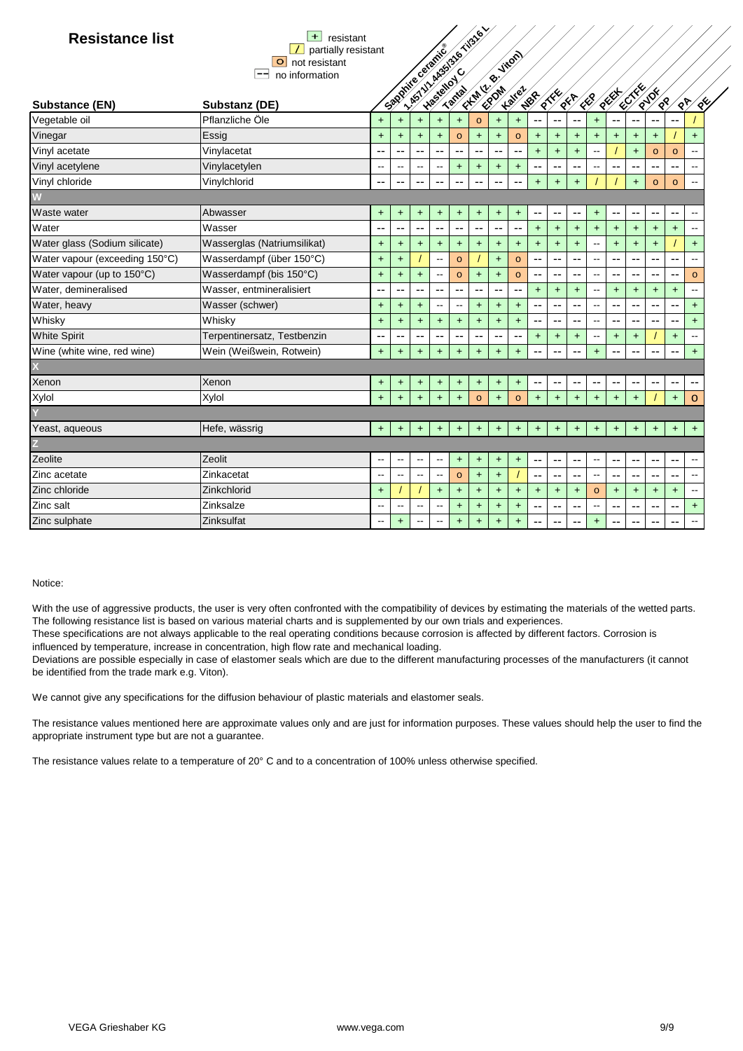# Resistance list

+ resistant
/ partially resistant
o not resistant
-- no information

| Substance (EN) | Substanz (DE) | Sapphire ceramic® | 1.4571/1.4435/316 Ti/316 L | Hastelloy C | Tantal | FKM (z. B. Viton) | EPDM | Kalrez | NBR | PTFE | PFA | FEP | PEEK | ECTFE | PVDF | PP | PA | PE |
|---|---|---|---|---|---|---|---|---|---|---|---|---|---|---|---|---|---|---|
| Vegetable oil | Pflanzliche Öle | + | + | + | + | + | o | + | + | -- | -- | -- | + | -- | -- | -- | -- | / |
| Vinegar | Essig | + | + | + | + | o | + | + | o | + | + | + | + | + | + | + | / | + |
| Vinyl acetate | Vinylacetat | -- | -- | -- | -- | -- | -- | -- | -- | + | + | + | -- | / | + | o | o | -- |
| Vinyl acetylene | Vinylacetylen | -- | -- | -- | -- | + | + | + | + | -- | -- | -- | -- | -- | -- | -- | -- | -- |
| Vinyl chloride | Vinylchlorid | -- | -- | -- | -- | -- | -- | -- | -- | + | + | + | / | / | + | o | o | -- |
| **W** | | | | | | | | | | | | | | | | | | |
| Waste water | Abwasser | + | + | + | + | + | + | + | + | -- | -- | -- | + | -- | -- | -- | -- | -- |
| Water | Wasser | -- | -- | -- | -- | -- | -- | -- | -- | + | + | + | + | + | + | + | + | -- |
| Water glass (Sodium silicate) | Wasserglas (Natriumsilikat) | + | + | + | + | + | + | + | + | + | + | + | -- | + | + | + | / | + |
| Water vapour (exceeding 150°C) | Wasserdampf (über 150°C) | + | + | / | -- | o | / | + | o | -- | -- | -- | -- | -- | -- | -- | -- | -- |
| Water vapour (up to 150°C) | Wasserdampf (bis 150°C) | + | + | + | -- | o | + | + | o | -- | -- | -- | -- | -- | -- | -- | -- | o |
| Water, demineralised | Wasser, entmineralisiert | -- | -- | -- | -- | -- | -- | -- | -- | + | + | + | -- | + | + | + | + | -- |
| Water, heavy | Wasser (schwer) | + | + | + | -- | -- | + | + | + | -- | -- | -- | -- | -- | -- | -- | -- | + |
| Whisky | Whisky | + | + | + | + | + | + | + | + | -- | -- | -- | -- | -- | -- | -- | -- | + |
| White Spirit | Terpentinersatz, Testbenzin | -- | -- | -- | -- | -- | -- | -- | -- | + | + | + | -- | + | + | / | + | -- |
| Wine (white wine, red wine) | Wein (Weißwein, Rotwein) | + | + | + | + | + | + | + | + | -- | -- | -- | + | -- | -- | -- | -- | + |
| **X** | | | | | | | | | | | | | | | | | | |
| Xenon | Xenon | + | + | + | + | + | + | + | + | -- | -- | -- | -- | -- | -- | -- | -- | -- |
| Xylol | Xylol | + | + | + | + | + | o | + | o | + | + | + | + | + | + | / | + | o |
| **Y** | | | | | | | | | | | | | | | | | | |
| Yeast, aqueous | Hefe, wässrig | + | + | + | + | + | + | + | + | + | + | + | + | + | + | + | + | + |
| **Z** | | | | | | | | | | | | | | | | | | |
| Zeolite | Zeolit | -- | -- | -- | -- | + | + | + | + | -- | -- | -- | -- | -- | -- | -- | -- | -- |
| Zinc acetate | Zinkacetat | -- | -- | -- | -- | o | + | + | / | -- | -- | -- | -- | -- | -- | -- | -- | -- |
| Zinc chloride | Zinkchlorid | + | / | / | + | + | + | + | + | + | + | + | o | + | + | + | + | -- |
| Zinc salt | Zinksalze | -- | -- | -- | -- | + | + | + | + | -- | -- | -- | -- | -- | -- | -- | -- | + |
| Zinc sulphate | Zinksulfat | -- | + | -- | -- | + | + | + | + | -- | -- | -- | + | -- | -- | -- | -- | -- |

Notice:

With the use of aggressive products, the user is very often confronted with the compatibility of devices by estimating the materials of the wetted parts. The following resistance list is based on various material charts and is supplemented by our own trials and experiences.
These specifications are not always applicable to the real operating conditions because corrosion is affected by different factors. Corrosion is influenced by temperature, increase in concentration, high flow rate and mechanical loading.
Deviations are possible especially in case of elastomer seals which are due to the different manufacturing processes of the manufacturers (it cannot be identified from the trade mark e.g. Viton).

We cannot give any specifications for the diffusion behaviour of plastic materials and elastomer seals.

The resistance values mentioned here are approximate values only and are just for information purposes. These values should help the user to find the appropriate instrument type but are not a guarantee.

The resistance values relate to a temperature of 20° C and to a concentration of 100% unless otherwise specified.